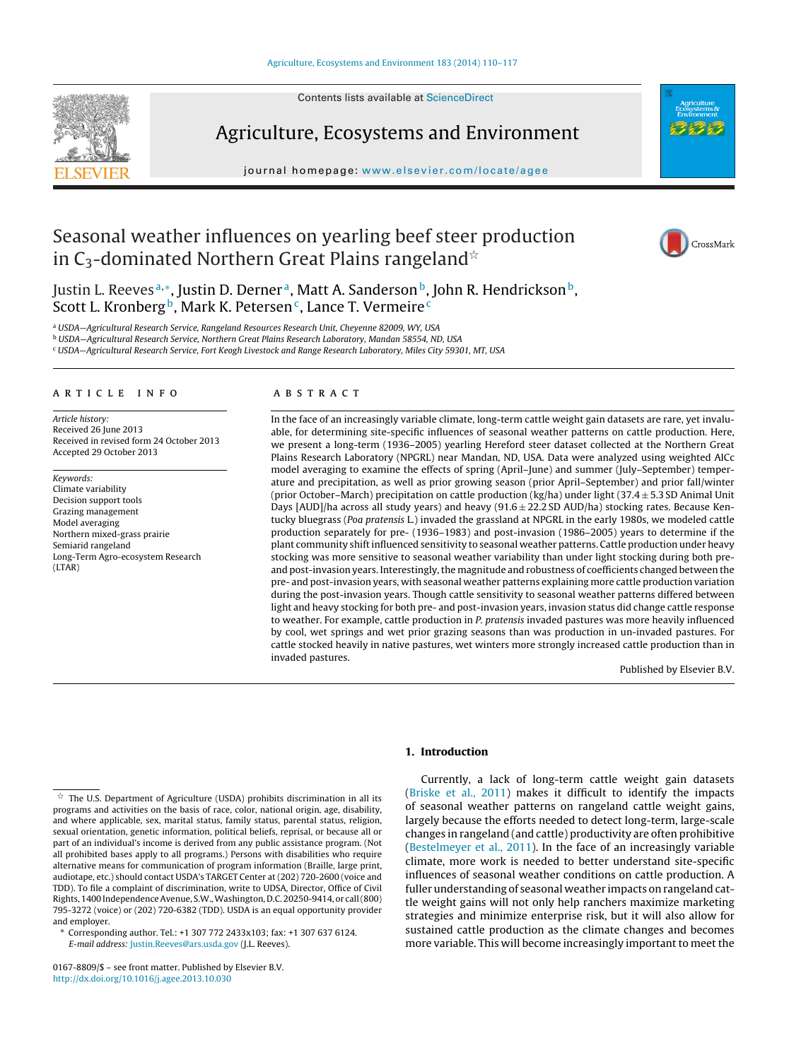# Seasonal weather influences on yearling beef steer production in $C_3$-dominated Northern Great Plains rangeland[☆]

Justin L. Reeves[a,*], Justin D. Derner[a], Matt A. Sanderson[b], John R. Hendrickson[b], Scott L. Kronberg[b], Mark K. Petersen[c], Lance T. Vermeire[c]

[a] USDA—Agricultural Research Service, Rangeland Resources Research Unit, Cheyenne 82009, WY, USA
[b] USDA—Agricultural Research Service, Northern Great Plains Research Laboratory, Mandan 58554, ND, USA
[c] USDA—Agricultural Research Service, Fort Keogh Livestock and Range Research Laboratory, Miles City 59301, MT, USA

## ARTICLE INFO

*Article history:*
Received 26 June 2013
Received in revised form 24 October 2013
Accepted 29 October 2013

*Keywords:*
Climate variability
Decision support tools
Grazing management
Model averaging
Northern mixed-grass prairie
Semiarid rangeland
Long-Term Agro-ecosystem Research (LTAR)

## ABSTRACT

In the face of an increasingly variable climate, long-term cattle weight gain datasets are rare, yet invaluable, for determining site-specific influences of seasonal weather patterns on cattle production. Here, we present a long-term (1936–2005) yearling Hereford steer dataset collected at the Northern Great Plains Research Laboratory (NPGRL) near Mandan, ND, USA. Data were analyzed using weighted AICc model averaging to examine the effects of spring (April–June) and summer (July–September) temperature and precipitation, as well as prior growing season (prior April–September) and prior fall/winter (prior October–March) precipitation on cattle production (kg/ha) under light ($37.4 \pm 5.3$ SD Animal Unit Days [AUD]/ha across all study years) and heavy ($91.6 \pm 22.2$ SD AUD/ha) stocking rates. Because Kentucky bluegrass (*Poa pratensis* L.) invaded the grassland at NPGRL in the early 1980s, we modeled cattle production separately for pre- (1936–1983) and post-invasion (1986–2005) years to determine if the plant community shift influenced sensitivity to seasonal weather patterns. Cattle production under heavy stocking was more sensitive to seasonal weather variability than under light stocking during both pre- and post-invasion years. Interestingly, the magnitude and robustness of coefficients changed between the pre- and post-invasion years, with seasonal weather patterns explaining more cattle production variation during the post-invasion years. Though cattle sensitivity to seasonal weather patterns differed between light and heavy stocking for both pre- and post-invasion years, invasion status did change cattle response to weather. For example, cattle production in *P. pratensis* invaded pastures was more heavily influenced by cool, wet springs and wet prior grazing seasons than was production in un-invaded pastures. For cattle stocked heavily in native pastures, wet winters more strongly increased cattle production than in invaded pastures.

Published by Elsevier B.V.

## 1. Introduction

Currently, a lack of long-term cattle weight gain datasets (Briske et al., 2011) makes it difficult to identify the impacts of seasonal weather patterns on rangeland cattle weight gains, largely because the efforts needed to detect long-term, large-scale changes in rangeland (and cattle) productivity are often prohibitive (Bestelmeyer et al., 2011). In the face of an increasingly variable climate, more work is needed to better understand site-specific influences of seasonal weather conditions on cattle production. A fuller understanding of seasonal weather impacts on rangeland cattle weight gains will not only help ranchers maximize marketing strategies and minimize enterprise risk, but it will also allow for sustained cattle production as the climate changes and becomes more variable. This will become increasingly important to meet the

---

☆ The U.S. Department of Agriculture (USDA) prohibits discrimination in all its programs and activities on the basis of race, color, national origin, age, disability, and where applicable, sex, marital status, family status, parental status, religion, sexual orientation, genetic information, political beliefs, reprisal, or because all or part of an individual's income is derived from any public assistance program. (Not all prohibited bases apply to all programs.) Persons with disabilities who require alternative means for communication of program information (Braille, large print, audiotape, etc.) should contact USDA's TARGET Center at (202) 720-2600 (voice and TDD). To file a complaint of discrimination, write to USDA, Director, Office of Civil Rights, 1400 Independence Avenue, S.W., Washington, D.C. 20250-9414, or call (800) 795-3272 (voice) or (202) 720-6382 (TDD). USDA is an equal opportunity provider and employer.

\* Corresponding author. Tel.: +1 307 772 2433x103; fax: +1 307 637 6124.
*E-mail address:* Justin.Reeves@ars.usda.gov (J.L. Reeves).

0167-8809/$ – see front matter. Published by Elsevier B.V.
http://dx.doi.org/10.1016/j.agee.2013.10.030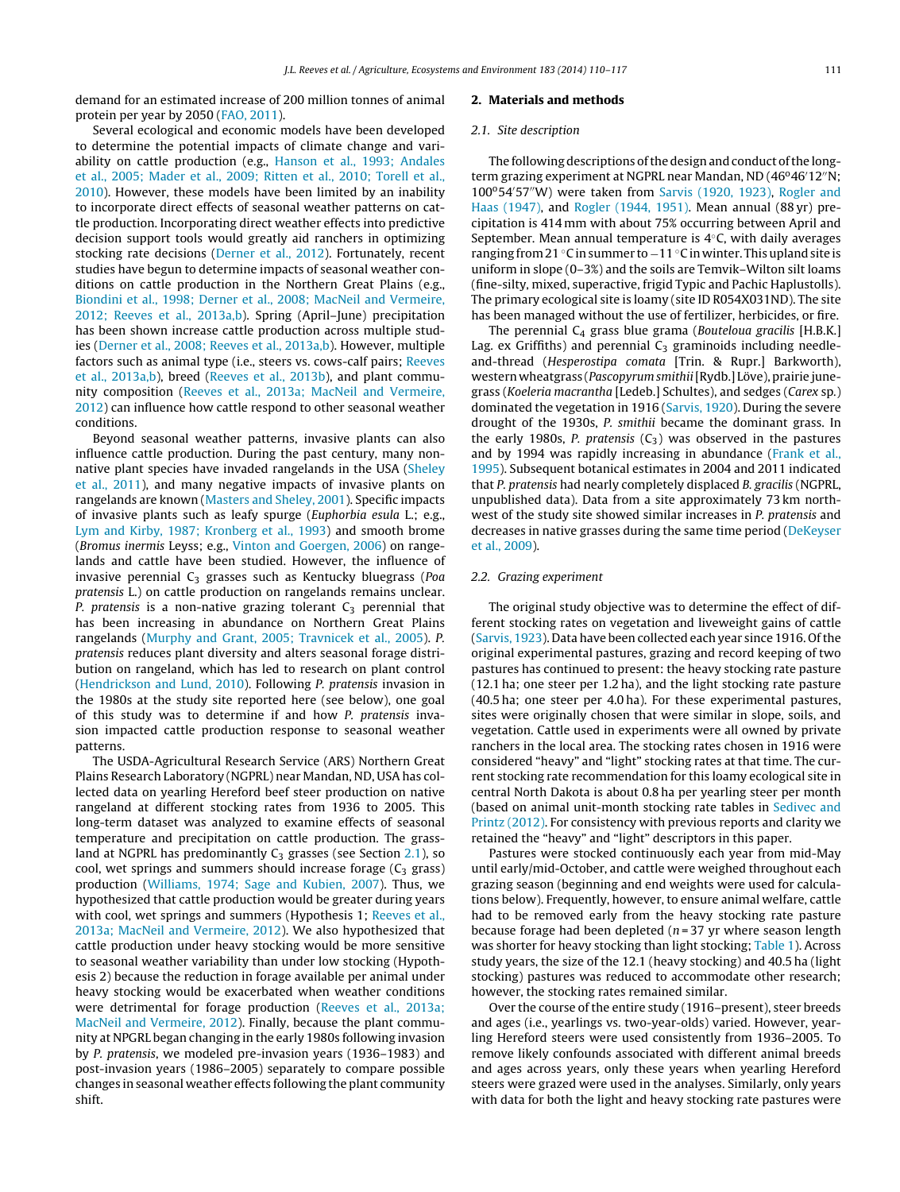demand for an estimated increase of 200 million tonnes of animal protein per year by 2050 (FAO, 2011).

Several ecological and economic models have been developed to determine the potential impacts of climate change and variability on cattle production (e.g., Hanson et al., 1993; Andales et al., 2005; Mader et al., 2009; Ritten et al., 2010; Torell et al., 2010). However, these models have been limited by an inability to incorporate direct effects of seasonal weather patterns on cattle production. Incorporating direct weather effects into predictive decision support tools would greatly aid ranchers in optimizing stocking rate decisions (Derner et al., 2012). Fortunately, recent studies have begun to determine impacts of seasonal weather conditions on cattle production in the Northern Great Plains (e.g., Biondini et al., 1998; Derner et al., 2008; MacNeil and Vermeire, 2012; Reeves et al., 2013a,b). Spring (April–June) precipitation has been shown increase cattle production across multiple studies (Derner et al., 2008; Reeves et al., 2013a,b). However, multiple factors such as animal type (i.e., steers vs. cows-calf pairs; Reeves et al., 2013a,b), breed (Reeves et al., 2013b), and plant community composition (Reeves et al., 2013a; MacNeil and Vermeire, 2012) can influence how cattle respond to other seasonal weather conditions.

Beyond seasonal weather patterns, invasive plants can also influence cattle production. During the past century, many non-native plant species have invaded rangelands in the USA (Sheley et al., 2011), and many negative impacts of invasive plants on rangelands are known (Masters and Sheley, 2001). Specific impacts of invasive plants such as leafy spurge (*Euphorbia esula* L.; e.g., Lym and Kirby, 1987; Kronberg et al., 1993) and smooth brome (*Bromus inermis* Leyss; e.g., Vinton and Goergen, 2006) on rangelands and cattle have been studied. However, the influence of invasive perennial $C_3$ grasses such as Kentucky bluegrass (*Poa pratensis* L.) on cattle production on rangelands remains unclear. *P. pratensis* is a non-native grazing tolerant $C_3$ perennial that has been increasing in abundance on Northern Great Plains rangelands (Murphy and Grant, 2005; Travnicek et al., 2005). *P. pratensis* reduces plant diversity and alters seasonal forage distribution on rangeland, which has led to research on plant control (Hendrickson and Lund, 2010). Following *P. pratensis* invasion in the 1980s at the study site reported here (see below), one goal of this study was to determine if and how *P. pratensis* invasion impacted cattle production response to seasonal weather patterns.

The USDA-Agricultural Research Service (ARS) Northern Great Plains Research Laboratory (NGPRL) near Mandan, ND, USA has collected data on yearling Hereford beef steer production on native rangeland at different stocking rates from 1936 to 2005. This long-term dataset was analyzed to examine effects of seasonal temperature and precipitation on cattle production. The grassland at NGPRL has predominantly $C_3$ grasses (see Section 2.1), so cool, wet springs and summers should increase forage ($C_3$ grass) production (Williams, 1974; Sage and Kubien, 2007). Thus, we hypothesized that cattle production would be greater during years with cool, wet springs and summers (Hypothesis 1; Reeves et al., 2013a; MacNeil and Vermeire, 2012). We also hypothesized that cattle production under heavy stocking would be more sensitive to seasonal weather variability than under low stocking (Hypothesis 2) because the reduction in forage available per animal under heavy stocking would be exacerbated when weather conditions were detrimental for forage production (Reeves et al., 2013a; MacNeil and Vermeire, 2012). Finally, because the plant community at NPGRL began changing in the early 1980s following invasion by *P. pratensis*, we modeled pre-invasion years (1936–1983) and post-invasion years (1986–2005) separately to compare possible changes in seasonal weather effects following the plant community shift.

## 2. Materials and methods

### 2.1. Site description

The following descriptions of the design and conduct of the long-term grazing experiment at NGPRL near Mandan, ND (46°46′12″N; 100°54′57″W) were taken from Sarvis (1920, 1923), Rogler and Haas (1947), and Rogler (1944, 1951). Mean annual (88 yr) precipitation is 414 mm with about 75% occurring between April and September. Mean annual temperature is 4°C, with daily averages ranging from 21 °C in summer to −11 °C in winter. This upland site is uniform in slope (0–3%) and the soils are Temvik–Wilton silt loams (fine-silty, mixed, superactive, frigid Typic and Pachic Haplustolls). The primary ecological site is loamy (site ID R054X031ND). The site has been managed without the use of fertilizer, herbicides, or fire.

The perennial $C_4$ grass blue grama (*Bouteloua gracilis* [H.B.K.] Lag. ex Griffiths) and perennial $C_3$ graminoids including needle-and-thread (*Hesperostipa comata* [Trin. & Rupr.] Barkworth), western wheatgrass (*Pascopyrum smithii* [Rydb.] Löve), prairie junegrass (*Koeleria macrantha* [Ledeb.] Schultes), and sedges (*Carex* sp.) dominated the vegetation in 1916 (Sarvis, 1920). During the severe drought of the 1930s, *P. smithii* became the dominant grass. In the early 1980s, *P. pratensis* ($C_3$) was observed in the pastures and by 1994 was rapidly increasing in abundance (Frank et al., 1995). Subsequent botanical estimates in 2004 and 2011 indicated that *P. pratensis* had nearly completely displaced *B. gracilis* (NGPRL, unpublished data). Data from a site approximately 73 km northwest of the study site showed similar increases in *P. pratensis* and decreases in native grasses during the same time period (DeKeyser et al., 2009).

### 2.2. Grazing experiment

The original study objective was to determine the effect of different stocking rates on vegetation and liveweight gains of cattle (Sarvis, 1923). Data have been collected each year since 1916. Of the original experimental pastures, grazing and record keeping of two pastures has continued to present: the heavy stocking rate pasture (12.1 ha; one steer per 1.2 ha), and the light stocking rate pasture (40.5 ha; one steer per 4.0 ha). For these experimental pastures, sites were originally chosen that were similar in slope, soils, and vegetation. Cattle used in experiments were all owned by private ranchers in the local area. The stocking rates chosen in 1916 were considered "heavy" and "light" stocking rates at that time. The current stocking rate recommendation for this loamy ecological site in central North Dakota is about 0.8 ha per yearling steer per month (based on animal unit-month stocking rate tables in Sedivec and Printz (2012). For consistency with previous reports and clarity we retained the "heavy" and "light" descriptors in this paper.

Pastures were stocked continuously each year from mid-May until early/mid-October, and cattle were weighed throughout each grazing season (beginning and end weights were used for calculations below). Frequently, however, to ensure animal welfare, cattle had to be removed early from the heavy stocking rate pasture because forage had been depleted ($n = 37$ yr where season length was shorter for heavy stocking than light stocking; Table 1). Across study years, the size of the 12.1 (heavy stocking) and 40.5 ha (light stocking) pastures was reduced to accommodate other research; however, the stocking rates remained similar.

Over the course of the entire study (1916–present), steer breeds and ages (i.e., yearlings vs. two-year-olds) varied. However, yearling Hereford steers were used consistently from 1936–2005. To remove likely confounds associated with different animal breeds and ages across years, only these years when yearling Hereford steers were grazed were used in the analyses. Similarly, only years with data for both the light and heavy stocking rate pastures were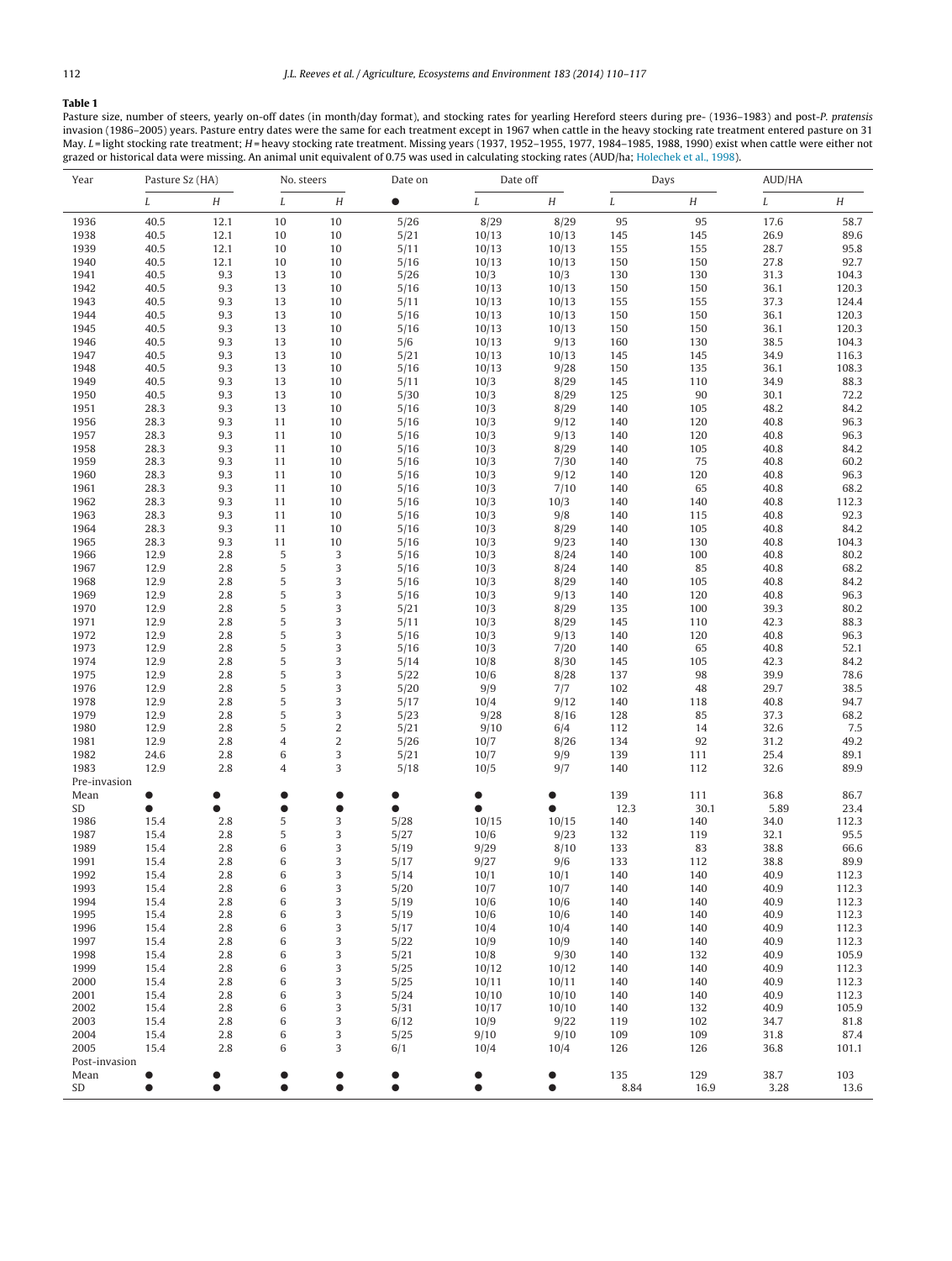**Table 1**

Pasture size, number of steers, yearly on-off dates (in month/day format), and stocking rates for yearling Hereford steers during pre- (1936–1983) and post-*P. pratensis* invasion (1986–2005) years. Pasture entry dates were the same for each treatment except in 1967 when cattle in the heavy stocking rate treatment entered pasture on 31 May. *L* = light stocking rate treatment; *H* = heavy stocking rate treatment. Missing years (1937, 1952–1955, 1977, 1984–1985, 1988, 1990) exist when cattle were either not grazed or historical data were missing. An animal unit equivalent of 0.75 was used in calculating stocking rates (AUD/ha; Holechek et al., 1998).

| Year | Pasture Sz (HA) | | No. steers | | Date on | Date off | | Days | | AUD/HA | |
|---|---|---|---|---|---|---|---|---|---|---|---|
| | *L* | *H* | *L* | *H* | ● | *L* | *H* | *L* | *H* | *L* | *H* |
| 1936 | 40.5 | 12.1 | 10 | 10 | 5/26 | 8/29 | 8/29 | 95 | 95 | 17.6 | 58.7 |
| 1938 | 40.5 | 12.1 | 10 | 10 | 5/21 | 10/13 | 10/13 | 145 | 145 | 26.9 | 89.6 |
| 1939 | 40.5 | 12.1 | 10 | 10 | 5/11 | 10/13 | 10/13 | 155 | 155 | 28.7 | 95.8 |
| 1940 | 40.5 | 12.1 | 10 | 10 | 5/16 | 10/13 | 10/13 | 150 | 150 | 27.8 | 92.7 |
| 1941 | 40.5 | 9.3 | 13 | 10 | 5/26 | 10/3 | 10/3 | 130 | 130 | 31.3 | 104.3 |
| 1942 | 40.5 | 9.3 | 13 | 10 | 5/16 | 10/13 | 10/13 | 150 | 150 | 36.1 | 120.3 |
| 1943 | 40.5 | 9.3 | 13 | 10 | 5/11 | 10/13 | 10/13 | 155 | 155 | 37.3 | 124.4 |
| 1944 | 40.5 | 9.3 | 13 | 10 | 5/16 | 10/13 | 10/13 | 150 | 150 | 36.1 | 120.3 |
| 1945 | 40.5 | 9.3 | 13 | 10 | 5/16 | 10/13 | 10/13 | 150 | 150 | 36.1 | 120.3 |
| 1946 | 40.5 | 9.3 | 13 | 10 | 5/6 | 10/13 | 9/13 | 160 | 130 | 38.5 | 104.3 |
| 1947 | 40.5 | 9.3 | 13 | 10 | 5/21 | 10/13 | 10/13 | 145 | 145 | 34.9 | 116.3 |
| 1948 | 40.5 | 9.3 | 13 | 10 | 5/16 | 10/13 | 9/28 | 150 | 135 | 36.1 | 108.3 |
| 1949 | 40.5 | 9.3 | 13 | 10 | 5/11 | 10/3 | 8/29 | 145 | 110 | 34.9 | 88.3 |
| 1950 | 40.5 | 9.3 | 13 | 10 | 5/30 | 10/3 | 8/29 | 125 | 90 | 30.1 | 72.2 |
| 1951 | 28.3 | 9.3 | 13 | 10 | 5/16 | 10/3 | 8/29 | 140 | 105 | 48.2 | 84.2 |
| 1956 | 28.3 | 9.3 | 11 | 10 | 5/16 | 10/3 | 9/12 | 140 | 120 | 40.8 | 96.3 |
| 1957 | 28.3 | 9.3 | 11 | 10 | 5/16 | 10/3 | 9/13 | 140 | 120 | 40.8 | 96.3 |
| 1958 | 28.3 | 9.3 | 11 | 10 | 5/16 | 10/3 | 8/29 | 140 | 105 | 40.8 | 84.2 |
| 1959 | 28.3 | 9.3 | 11 | 10 | 5/16 | 10/3 | 7/30 | 140 | 75 | 40.8 | 60.2 |
| 1960 | 28.3 | 9.3 | 11 | 10 | 5/16 | 10/3 | 9/12 | 140 | 120 | 40.8 | 96.3 |
| 1961 | 28.3 | 9.3 | 11 | 10 | 5/16 | 10/3 | 7/10 | 140 | 65 | 40.8 | 68.2 |
| 1962 | 28.3 | 9.3 | 11 | 10 | 5/16 | 10/3 | 10/3 | 140 | 140 | 40.8 | 112.3 |
| 1963 | 28.3 | 9.3 | 11 | 10 | 5/16 | 10/3 | 9/8 | 140 | 115 | 40.8 | 92.3 |
| 1964 | 28.3 | 9.3 | 11 | 10 | 5/16 | 10/3 | 8/29 | 140 | 105 | 40.8 | 84.2 |
| 1965 | 28.3 | 9.3 | 11 | 10 | 5/16 | 10/3 | 9/23 | 140 | 130 | 40.8 | 104.3 |
| 1966 | 12.9 | 2.8 | 5 | 3 | 5/16 | 10/3 | 8/24 | 140 | 100 | 40.8 | 80.2 |
| 1967 | 12.9 | 2.8 | 5 | 3 | 5/16 | 10/3 | 8/24 | 140 | 85 | 40.8 | 68.2 |
| 1968 | 12.9 | 2.8 | 5 | 3 | 5/16 | 10/3 | 8/29 | 140 | 105 | 40.8 | 84.2 |
| 1969 | 12.9 | 2.8 | 5 | 3 | 5/16 | 10/3 | 9/13 | 140 | 120 | 40.8 | 96.3 |
| 1970 | 12.9 | 2.8 | 5 | 3 | 5/21 | 10/3 | 8/29 | 135 | 100 | 39.3 | 80.2 |
| 1971 | 12.9 | 2.8 | 5 | 3 | 5/11 | 10/3 | 8/29 | 145 | 110 | 42.3 | 88.3 |
| 1972 | 12.9 | 2.8 | 5 | 3 | 5/16 | 10/3 | 9/13 | 140 | 120 | 40.8 | 96.3 |
| 1973 | 12.9 | 2.8 | 5 | 3 | 5/16 | 10/3 | 7/20 | 140 | 65 | 40.8 | 52.1 |
| 1974 | 12.9 | 2.8 | 5 | 3 | 5/14 | 10/8 | 8/30 | 145 | 105 | 42.3 | 84.2 |
| 1975 | 12.9 | 2.8 | 5 | 3 | 5/22 | 10/6 | 8/28 | 137 | 98 | 39.9 | 78.6 |
| 1976 | 12.9 | 2.8 | 5 | 3 | 5/20 | 9/9 | 7/7 | 102 | 48 | 29.7 | 38.5 |
| 1978 | 12.9 | 2.8 | 5 | 3 | 5/17 | 10/4 | 9/12 | 140 | 118 | 40.8 | 94.7 |
| 1979 | 12.9 | 2.8 | 5 | 3 | 5/23 | 9/28 | 8/16 | 128 | 85 | 37.3 | 68.2 |
| 1980 | 12.9 | 2.8 | 5 | 2 | 5/21 | 9/10 | 6/4 | 112 | 14 | 32.6 | 7.5 |
| 1981 | 12.9 | 2.8 | 4 | 2 | 5/26 | 10/7 | 8/26 | 134 | 92 | 31.2 | 49.2 |
| 1982 | 24.6 | 2.8 | 6 | 3 | 5/21 | 10/7 | 9/9 | 139 | 111 | 25.4 | 89.1 |
| 1983 | 12.9 | 2.8 | 4 | 3 | 5/18 | 10/5 | 9/7 | 140 | 112 | 32.6 | 89.9 |
| Pre-invasion | | | | | | | | | | | |
| Mean | ● | ● | ● | ● | ● | ● | ● | 139 | 111 | 36.8 | 86.7 |
| SD | ● | ● | ● | ● | ● | ● | ● | 12.3 | 30.1 | 5.89 | 23.4 |
| 1986 | 15.4 | 2.8 | 5 | 3 | 5/28 | 10/15 | 10/15 | 140 | 140 | 34.0 | 112.3 |
| 1987 | 15.4 | 2.8 | 5 | 3 | 5/27 | 10/6 | 9/23 | 132 | 119 | 32.1 | 95.5 |
| 1989 | 15.4 | 2.8 | 6 | 3 | 5/19 | 9/29 | 8/10 | 133 | 83 | 38.8 | 66.6 |
| 1991 | 15.4 | 2.8 | 6 | 3 | 5/17 | 9/27 | 9/6 | 133 | 112 | 38.8 | 89.9 |
| 1992 | 15.4 | 2.8 | 6 | 3 | 5/14 | 10/1 | 10/1 | 140 | 140 | 40.9 | 112.3 |
| 1993 | 15.4 | 2.8 | 6 | 3 | 5/20 | 10/7 | 10/7 | 140 | 140 | 40.9 | 112.3 |
| 1994 | 15.4 | 2.8 | 6 | 3 | 5/19 | 10/6 | 10/6 | 140 | 140 | 40.9 | 112.3 |
| 1995 | 15.4 | 2.8 | 6 | 3 | 5/19 | 10/6 | 10/6 | 140 | 140 | 40.9 | 112.3 |
| 1996 | 15.4 | 2.8 | 6 | 3 | 5/17 | 10/4 | 10/4 | 140 | 140 | 40.9 | 112.3 |
| 1997 | 15.4 | 2.8 | 6 | 3 | 5/22 | 10/9 | 10/9 | 140 | 140 | 40.9 | 112.3 |
| 1998 | 15.4 | 2.8 | 6 | 3 | 5/21 | 10/8 | 9/30 | 140 | 132 | 40.9 | 105.9 |
| 1999 | 15.4 | 2.8 | 6 | 3 | 5/25 | 10/12 | 10/12 | 140 | 140 | 40.9 | 112.3 |
| 2000 | 15.4 | 2.8 | 6 | 3 | 5/25 | 10/11 | 10/11 | 140 | 140 | 40.9 | 112.3 |
| 2001 | 15.4 | 2.8 | 6 | 3 | 5/24 | 10/10 | 10/10 | 140 | 140 | 40.9 | 112.3 |
| 2002 | 15.4 | 2.8 | 6 | 3 | 5/31 | 10/17 | 10/10 | 140 | 132 | 40.9 | 105.9 |
| 2003 | 15.4 | 2.8 | 6 | 3 | 6/12 | 10/9 | 9/22 | 119 | 102 | 34.7 | 81.8 |
| 2004 | 15.4 | 2.8 | 6 | 3 | 5/25 | 9/10 | 9/10 | 109 | 109 | 31.8 | 87.4 |
| 2005 | 15.4 | 2.8 | 6 | 3 | 6/1 | 10/4 | 10/4 | 126 | 126 | 36.8 | 101.1 |
| Post-invasion | | | | | | | | | | | |
| Mean | ● | ● | ● | ● | ● | ● | ● | 135 | 129 | 38.7 | 103 |
| SD | ● | ● | ● | ● | ● | ● | ● | 8.84 | 16.9 | 3.28 | 13.6 |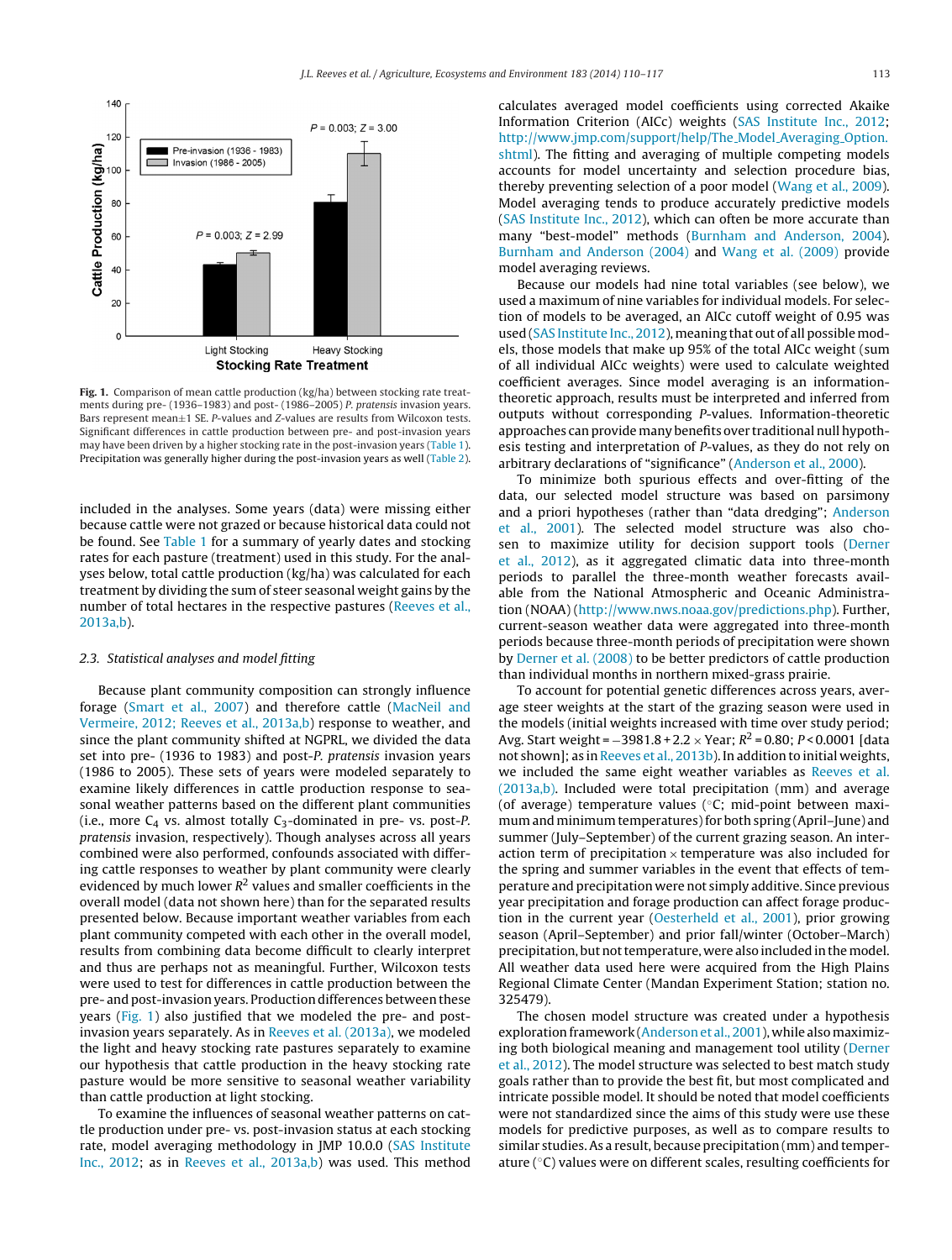**Fig. 1.** Comparison of mean cattle production (kg/ha) between stocking rate treatments during pre- (1936–1983) and post- (1986–2005) *P. pratensis* invasion years. Bars represent mean±1 SE. *P*-values and *Z*-values are results from Wilcoxon tests. Significant differences in cattle production between pre- and post-invasion years may have been driven by a higher stocking rate in the post-invasion years (Table 1). Precipitation was generally higher during the post-invasion years as well (Table 2).

included in the analyses. Some years (data) were missing either because cattle were not grazed or because historical data could not be found. See Table 1 for a summary of yearly dates and stocking rates for each pasture (treatment) used in this study. For the analyses below, total cattle production (kg/ha) was calculated for each treatment by dividing the sum of steer seasonal weight gains by the number of total hectares in the respective pastures (Reeves et al., 2013a,b).

### 2.3. Statistical analyses and model fitting

Because plant community composition can strongly influence forage (Smart et al., 2007) and therefore cattle (MacNeil and Vermeire, 2012; Reeves et al., 2013a,b) response to weather, and since the plant community shifted at NGPRL, we divided the data set into pre- (1936 to 1983) and post-*P. pratensis* invasion years (1986 to 2005). These sets of years were modeled separately to examine likely differences in cattle production response to seasonal weather patterns based on the different plant communities (i.e., more $C_4$ vs. almost totally $C_3$-dominated in pre- vs. post-*P. pratensis* invasion, respectively). Though analyses across all years combined were also performed, confounds associated with differing cattle responses to weather by plant community were clearly evidenced by much lower $R^2$ values and smaller coefficients in the overall model (data not shown here) than for the separated results presented below. Because important weather variables from each plant community competed with each other in the overall model, results from combining data become difficult to clearly interpret and thus are perhaps not as meaningful. Further, Wilcoxon tests were used to test for differences in cattle production between the pre- and post-invasion years. Production differences between these years (Fig. 1) also justified that we modeled the pre- and post-invasion years separately. As in Reeves et al. (2013a), we modeled the light and heavy stocking rate pastures separately to examine our hypothesis that cattle production in the heavy stocking rate pasture would be more sensitive to seasonal weather variability than cattle production at light stocking.

To examine the influences of seasonal weather patterns on cattle production under pre- vs. post-invasion status at each stocking rate, model averaging methodology in JMP 10.0.0 (SAS Institute Inc., 2012; as in Reeves et al., 2013a,b) was used. This method calculates averaged model coefficients using corrected Akaike Information Criterion (AICc) weights (SAS Institute Inc., 2012; http://www.jmp.com/support/help/The_Model_Averaging_Option.shtml). The fitting and averaging of multiple competing models accounts for model uncertainty and selection procedure bias, thereby preventing selection of a poor model (Wang et al., 2009). Model averaging tends to produce accurately predictive models (SAS Institute Inc., 2012), which can often be more accurate than many "best-model" methods (Burnham and Anderson, 2004). Burnham and Anderson (2004) and Wang et al. (2009) provide model averaging reviews.

Because our models had nine total variables (see below), we used a maximum of nine variables for individual models. For selection of models to be averaged, an AICc cutoff weight of 0.95 was used (SAS Institute Inc., 2012), meaning that out of all possible models, those models that make up 95% of the total AICc weight (sum of all individual AICc weights) were used to calculate weighted coefficient averages. Since model averaging is an information-theoretic approach, results must be interpreted and inferred from outputs without corresponding *P*-values. Information-theoretic approaches can provide many benefits over traditional null hypothesis testing and interpretation of *P*-values, as they do not rely on arbitrary declarations of "significance" (Anderson et al., 2000).

To minimize both spurious effects and over-fitting of the data, our selected model structure was based on parsimony and a priori hypotheses (rather than "data dredging"; Anderson et al., 2001). The selected model structure was also chosen to maximize utility for decision support tools (Derner et al., 2012), as it aggregated climatic data into three-month periods to parallel the three-month weather forecasts available from the National Atmospheric and Oceanic Administration (NOAA) (http://www.nws.noaa.gov/predictions.php). Further, current-season weather data were aggregated into three-month periods because three-month periods of precipitation were shown by Derner et al. (2008) to be better predictors of cattle production than individual months in northern mixed-grass prairie.

To account for potential genetic differences across years, average steer weights at the start of the grazing season were used in the models (initial weights increased with time over study period; Avg. Start weight = $-3981.8 + 2.2 \times$ Year; $R^2 = 0.80$; $P < 0.0001$ [data not shown]; as in Reeves et al., 2013b). In addition to initial weights, we included the same eight weather variables as Reeves et al. (2013a,b). Included were total precipitation (mm) and average (of average) temperature values (°C; mid-point between maximum and minimum temperatures) for both spring (April–June) and summer (July–September) of the current grazing season. An interaction term of precipitation $\times$ temperature was also included for the spring and summer variables in the event that effects of temperature and precipitation were not simply additive. Since previous year precipitation and forage production can affect forage production in the current year (Oesterheld et al., 2001), prior growing season (April–September) and prior fall/winter (October–March) precipitation, but not temperature, were also included in the model. All weather data used here were acquired from the High Plains Regional Climate Center (Mandan Experiment Station; station no. 325479).

The chosen model structure was created under a hypothesis exploration framework (Anderson et al., 2001), while also maximizing both biological meaning and management tool utility (Derner et al., 2012). The model structure was selected to best match study goals rather than to provide the best fit, but most complicated and intricate possible model. It should be noted that model coefficients were not standardized since the aims of this study were use these models for predictive purposes, as well as to compare results to similar studies. As a result, because precipitation (mm) and temperature (°C) values were on different scales, resulting coefficients for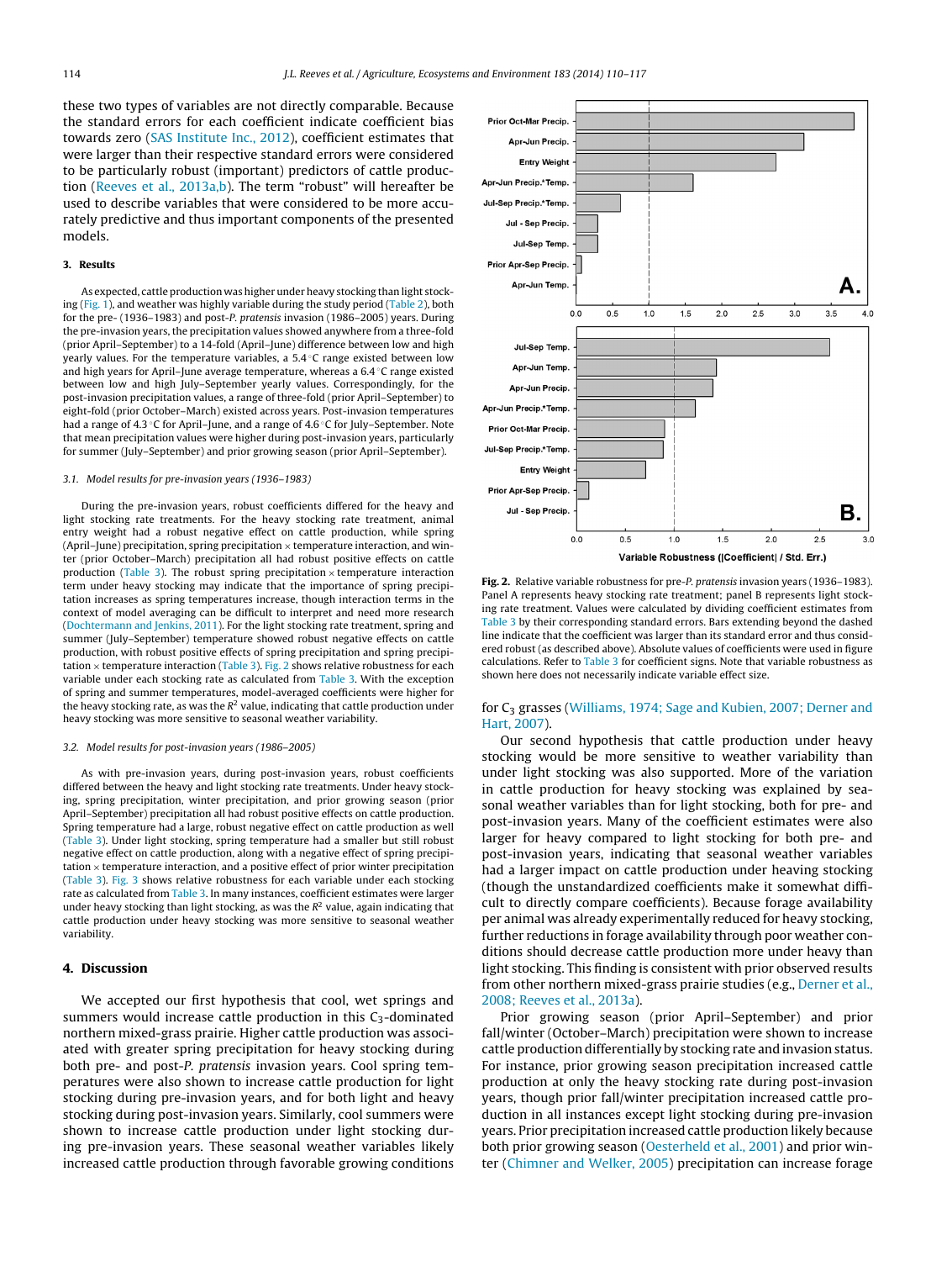these two types of variables are not directly comparable. Because the standard errors for each coefficient indicate coefficient bias towards zero (SAS Institute Inc., 2012), coefficient estimates that were larger than their respective standard errors were considered to be particularly robust (important) predictors of cattle production (Reeves et al., 2013a,b). The term "robust" will hereafter be used to describe variables that were considered to be more accurately predictive and thus important components of the presented models.

## 3. Results

As expected, cattle production was higher under heavy stocking than light stocking (Fig. 1), and weather was highly variable during the study period (Table 2), both for the pre- (1936–1983) and post-*P. pratensis* invasion (1986–2005) years. During the pre-invasion years, the precipitation values showed anywhere from a three-fold (prior April–September) to a 14-fold (April–June) difference between low and high yearly values. For the temperature variables, a 5.4 °C range existed between low and high years for April–June average temperature, whereas a 6.4 °C range existed between low and high July–September yearly values. Correspondingly, for the post-invasion precipitation values, a range of three-fold (prior April–September) to eight-fold (prior October–March) existed across years. Post-invasion temperatures had a range of 4.3 °C for April–June, and a range of 4.6 °C for July–September. Note that mean precipitation values were higher during post-invasion years, particularly for summer (July–September) and prior growing season (prior April–September).

### 3.1. Model results for pre-invasion years (1936–1983)

During the pre-invasion years, robust coefficients differed for the heavy and light stocking rate treatments. For the heavy stocking rate treatment, animal entry weight had a robust negative effect on cattle production, while spring (April–June) precipitation, spring precipitation × temperature interaction, and winter (prior October–March) precipitation all had robust positive effects on cattle production (Table 3). The robust spring precipitation × temperature interaction term under heavy stocking may indicate that the importance of spring precipitation increases as spring temperatures increase, though interaction terms in the context of model averaging can be difficult to interpret and need more research (Dochtermann and Jenkins, 2011). For the light stocking rate treatment, spring and summer (July–September) temperature showed robust negative effects on cattle production, with robust positive effects of spring precipitation and spring precipitation × temperature interaction (Table 3). Fig. 2 shows relative robustness for each variable under each stocking rate as calculated from Table 3. With the exception of spring and summer temperatures, model-averaged coefficients were higher for the heavy stocking rate, as was the $R^2$ value, indicating that cattle production under heavy stocking was more sensitive to seasonal weather variability.

### 3.2. Model results for post-invasion years (1986–2005)

As with pre-invasion years, during post-invasion years, robust coefficients differed between the heavy and light stocking rate treatments. Under heavy stocking, spring precipitation, winter precipitation, and prior growing season (prior April–September) precipitation all had robust positive effects on cattle production. Spring temperature had a large, robust negative effect on cattle production as well (Table 3). Under light stocking, spring temperature had a smaller but still robust negative effect on cattle production, along with a negative effect of spring precipitation × temperature interaction, and a positive effect of prior winter precipitation (Table 3). Fig. 3 shows relative robustness for each variable under each stocking rate as calculated from Table 3. In many instances, coefficient estimates were larger under heavy stocking than light stocking, as was the $R^2$ value, again indicating that cattle production under heavy stocking was more sensitive to seasonal weather variability.

## 4. Discussion

We accepted our first hypothesis that cool, wet springs and summers would increase cattle production in this $C_3$-dominated northern mixed-grass prairie. Higher cattle production was associated with greater spring precipitation for heavy stocking during both pre- and post-*P. pratensis* invasion years. Cool spring temperatures were also shown to increase cattle production for light stocking during pre-invasion years, and for both light and heavy stocking during post-invasion years. Similarly, cool summers were shown to increase cattle production under light stocking during pre-invasion years. These seasonal weather variables likely increased cattle production through favorable growing conditions

Prior Oct-Mar Precip.
Apr-Jun Precip.
Entry Weight
Apr-Jun Precip.*Temp.
Jul-Sep Precip.*Temp.
Jul - Sep Precip.
Jul-Sep Temp.
Prior Apr-Sep Precip.
Apr-Jun Temp.
A.
0.0 0.5 1.0 1.5 2.0 2.5 3.0 3.5 4.0

Jul-Sep Temp.
Apr-Jun Temp.
Apr-Jun Precip.
Apr-Jun Precip.*Temp.
Prior Oct-Mar Precip.
Jul-Sep Precip.*Temp.
Entry Weight
Prior Apr-Sep Precip.
Jul - Sep Precip.
B.
0.0 0.5 1.0 1.5 2.0 2.5 3.0
Variable Robustness (|Coefficient| / Std. Err.)

**Fig. 2.** Relative variable robustness for pre-*P. pratensis* invasion years (1936–1983). Panel A represents heavy stocking rate treatment; panel B represents light stocking rate treatment. Values were calculated by dividing coefficient estimates from Table 3 by their corresponding standard errors. Bars extending beyond the dashed line indicate that the coefficient was larger than its standard error and thus considered robust (as described above). Absolute values of coefficients were used in figure calculations. Refer to Table 3 for coefficient signs. Note that variable robustness as shown here does not necessarily indicate variable effect size.

for $C_3$ grasses (Williams, 1974; Sage and Kubien, 2007; Derner and Hart, 2007).

Our second hypothesis that cattle production under heavy stocking would be more sensitive to weather variability than under light stocking was also supported. More of the variation in cattle production for heavy stocking was explained by seasonal weather variables than for light stocking, both for pre- and post-invasion years. Many of the coefficient estimates were also larger for heavy compared to light stocking for both pre- and post-invasion years, indicating that seasonal weather variables had a larger impact on cattle production under heaving stocking (though the unstandardized coefficients make it somewhat difficult to directly compare coefficients). Because forage availability per animal was already experimentally reduced for heavy stocking, further reductions in forage availability through poor weather conditions should decrease cattle production more under heavy than light stocking. This finding is consistent with prior observed results from other northern mixed-grass prairie studies (e.g., Derner et al., 2008; Reeves et al., 2013a).

Prior growing season (prior April–September) and prior fall/winter (October–March) precipitation were shown to increase cattle production differentially by stocking rate and invasion status. For instance, prior growing season precipitation increased cattle production at only the heavy stocking rate during post-invasion years, though prior fall/winter precipitation increased cattle production in all instances except light stocking during pre-invasion years. Prior precipitation increased cattle production likely because both prior growing season (Oesterheld et al., 2001) and prior winter (Chimner and Welker, 2005) precipitation can increase forage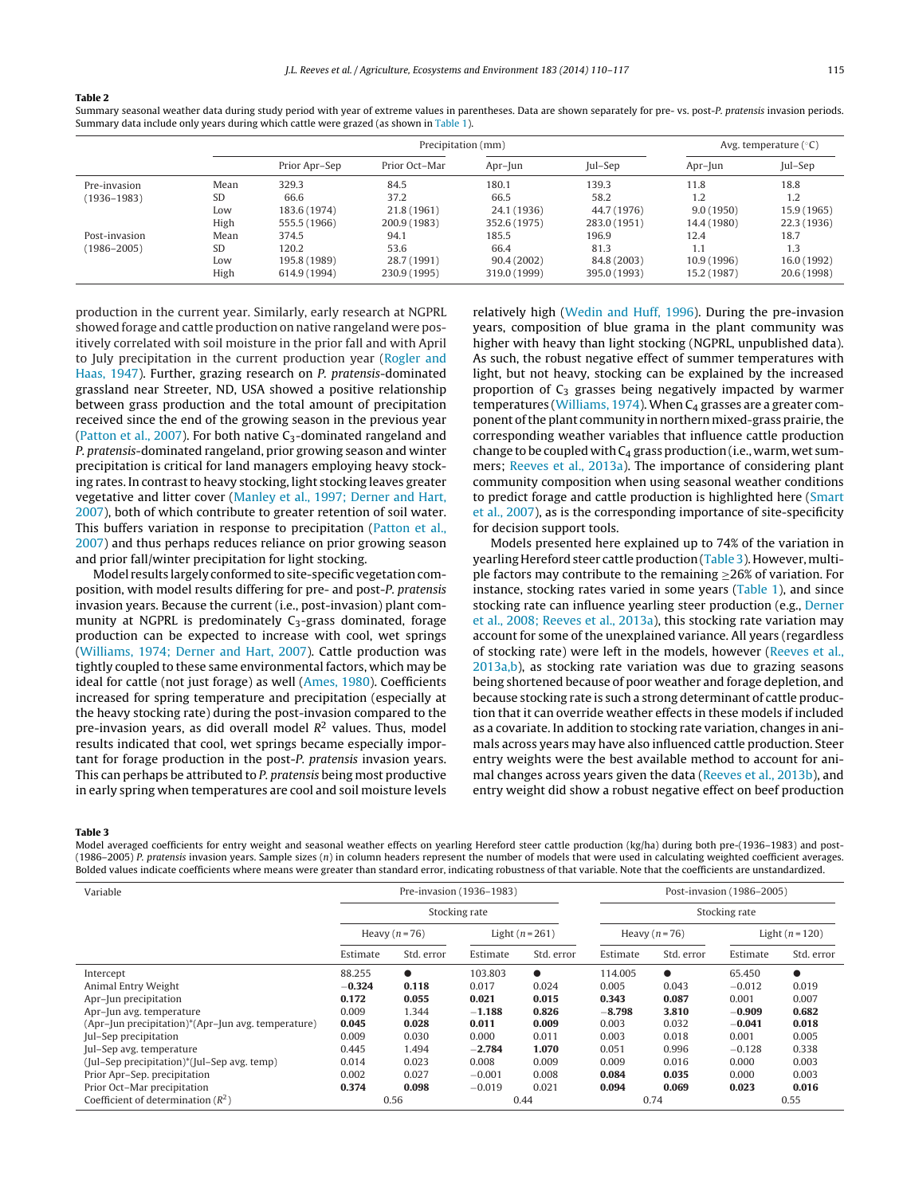**Table 2**

Summary seasonal weather data during study period with year of extreme values in parentheses. Data are shown separately for pre- vs. post-*P. pratensis* invasion periods. Summary data include only years during which cattle were grazed (as shown in Table 1).

| | | Precipitation (mm) | | | | Avg. temperature (°C) | |
|---|---|---|---|---|---|---|---|
| | | Prior Apr–Sep | Prior Oct–Mar | Apr–Jun | Jul–Sep | Apr–Jun | Jul–Sep |
| Pre-invasion (1936–1983) | Mean | 329.3 | 84.5 | 180.1 | 139.3 | 11.8 | 18.8 |
| | SD | 66.6 | 37.2 | 66.5 | 58.2 | 1.2 | 1.2 |
| | Low | 183.6 (1974) | 21.8 (1961) | 24.1 (1936) | 44.7 (1976) | 9.0 (1950) | 15.9 (1965) |
| | High | 555.5 (1966) | 200.9 (1983) | 352.6 (1975) | 283.0 (1951) | 14.4 (1980) | 22.3 (1936) |
| Post-invasion (1986–2005) | Mean | 374.5 | 94.1 | 185.5 | 196.9 | 12.4 | 18.7 |
| | SD | 120.2 | 53.6 | 66.4 | 81.3 | 1.1 | 1.3 |
| | Low | 195.8 (1989) | 28.7 (1991) | 90.4 (2002) | 84.8 (2003) | 10.9 (1996) | 16.0 (1992) |
| | High | 614.9 (1994) | 230.9 (1995) | 319.0 (1999) | 395.0 (1993) | 15.2 (1987) | 20.6 (1998) |

production in the current year. Similarly, early research at NGPRL showed forage and cattle production on native rangeland were positively correlated with soil moisture in the prior fall and with April to July precipitation in the current production year (Rogler and Haas, 1947). Further, grazing research on *P. pratensis*-dominated grassland near Streeter, ND, USA showed a positive relationship between grass production and the total amount of precipitation received since the end of the growing season in the previous year (Patton et al., 2007). For both native $C_3$-dominated rangeland and *P. pratensis*-dominated rangeland, prior growing season and winter precipitation is critical for land managers employing heavy stocking rates. In contrast to heavy stocking, light stocking leaves greater vegetative and litter cover (Manley et al., 1997; Derner and Hart, 2007), both of which contribute to greater retention of soil water. This buffers variation in response to precipitation (Patton et al., 2007) and thus perhaps reduces reliance on prior growing season and prior fall/winter precipitation for light stocking.

Model results largely conformed to site-specific vegetation composition, with model results differing for pre- and post-*P. pratensis* invasion years. Because the current (i.e., post-invasion) plant community at NGPRL is predominately $C_3$-grass dominated, forage production can be expected to increase with cool, wet springs (Williams, 1974; Derner and Hart, 2007). Cattle production was tightly coupled to these same environmental factors, which may be ideal for cattle (not just forage) as well (Ames, 1980). Coefficients increased for spring temperature and precipitation (especially at the heavy stocking rate) during the post-invasion compared to the pre-invasion years, as did overall model $R^2$ values. Thus, model results indicated that cool, wet springs became especially important for forage production in the post-*P. pratensis* invasion years. This can perhaps be attributed to *P. pratensis* being most productive in early spring when temperatures are cool and soil moisture levels relatively high (Wedin and Huff, 1996). During the pre-invasion years, composition of blue grama in the plant community was higher with heavy than light stocking (NGPRL, unpublished data). As such, the robust negative effect of summer temperatures with light, but not heavy, stocking can be explained by the increased proportion of $C_3$ grasses being negatively impacted by warmer temperatures (Williams, 1974). When $C_4$ grasses are a greater component of the plant community in northern mixed-grass prairie, the corresponding weather variables that influence cattle production change to be coupled with $C_4$ grass production (i.e., warm, wet summers; Reeves et al., 2013a). The importance of considering plant community composition when using seasonal weather conditions to predict forage and cattle production is highlighted here (Smart et al., 2007), as is the corresponding importance of site-specificity for decision support tools.

Models presented here explained up to 74% of the variation in yearling Hereford steer cattle production (Table 3). However, multiple factors may contribute to the remaining ≥26% of variation. For instance, stocking rates varied in some years (Table 1), and since stocking rate can influence yearling steer production (e.g., Derner et al., 2008; Reeves et al., 2013a), this stocking rate variation may account for some of the unexplained variance. All years (regardless of stocking rate) were left in the models, however (Reeves et al., 2013a,b), as stocking rate variation was due to grazing seasons being shortened because of poor weather and forage depletion, and because stocking rate is such a strong determinant of cattle production that it can override weather effects in these models if included as a covariate. In addition to stocking rate variation, changes in animals across years may have also influenced cattle production. Steer entry weights were the best available method to account for animal changes across years given the data (Reeves et al., 2013b), and entry weight did show a robust negative effect on beef production

**Table 3**

Model averaged coefficients for entry weight and seasonal weather effects on yearling Hereford steer cattle production (kg/ha) during both pre-(1936–1983) and post-(1986–2005) *P. pratensis* invasion years. Sample sizes ($n$) in column headers represent the number of models that were used in calculating weighted coefficient averages. Bolded values indicate coefficients where means were greater than standard error, indicating robustness of that variable. Note that the coefficients are unstandardized.

| Variable | Pre-invasion (1936–1983) | | | | Post-invasion (1986–2005) | | | |
|---|---|---|---|---|---|---|---|---|
| | Stocking rate | | | | Stocking rate | | | |
| | Heavy ($n$ = 76) | | Light ($n$ = 261) | | Heavy ($n$ = 76) | | Light ($n$ = 120) | |
| | Estimate | Std. error | Estimate | Std. error | Estimate | Std. error | Estimate | Std. error |
| Intercept | 88.255 | ● | 103.803 | ● | 114.005 | ● | 65.450 | ● |
| Animal Entry Weight | **−0.324** | **0.118** | 0.017 | 0.024 | 0.005 | 0.043 | −0.012 | 0.019 |
| Apr–Jun precipitation | **0.172** | **0.055** | **0.021** | **0.015** | **0.343** | **0.087** | 0.001 | 0.007 |
| Apr–Jun avg. temperature | 0.009 | 1.344 | **−1.188** | **0.826** | **−8.798** | **3.810** | **−0.909** | **0.682** |
| (Apr–Jun precipitation)*(Apr–Jun avg. temperature) | **0.045** | **0.028** | **0.011** | **0.009** | 0.003 | 0.032 | **−0.041** | **0.018** |
| Jul–Sep precipitation | 0.009 | 0.030 | 0.000 | 0.011 | 0.003 | 0.018 | 0.001 | 0.005 |
| Jul–Sep avg. temperature | 0.445 | 1.494 | **−2.784** | **1.070** | 0.051 | 0.996 | −0.128 | 0.338 |
| (Jul–Sep precipitation)*(Jul–Sep avg. temp) | 0.014 | 0.023 | 0.008 | 0.009 | 0.009 | 0.016 | 0.000 | 0.003 |
| Prior Apr–Sep. precipitation | 0.002 | 0.027 | −0.001 | 0.008 | **0.084** | **0.035** | 0.000 | 0.003 |
| Prior Oct–Mar precipitation | **0.374** | **0.098** | −0.019 | 0.021 | **0.094** | **0.069** | **0.023** | **0.016** |
| Coefficient of determination ($R^2$) | 0.56 | | 0.44 | | 0.74 | | 0.55 | |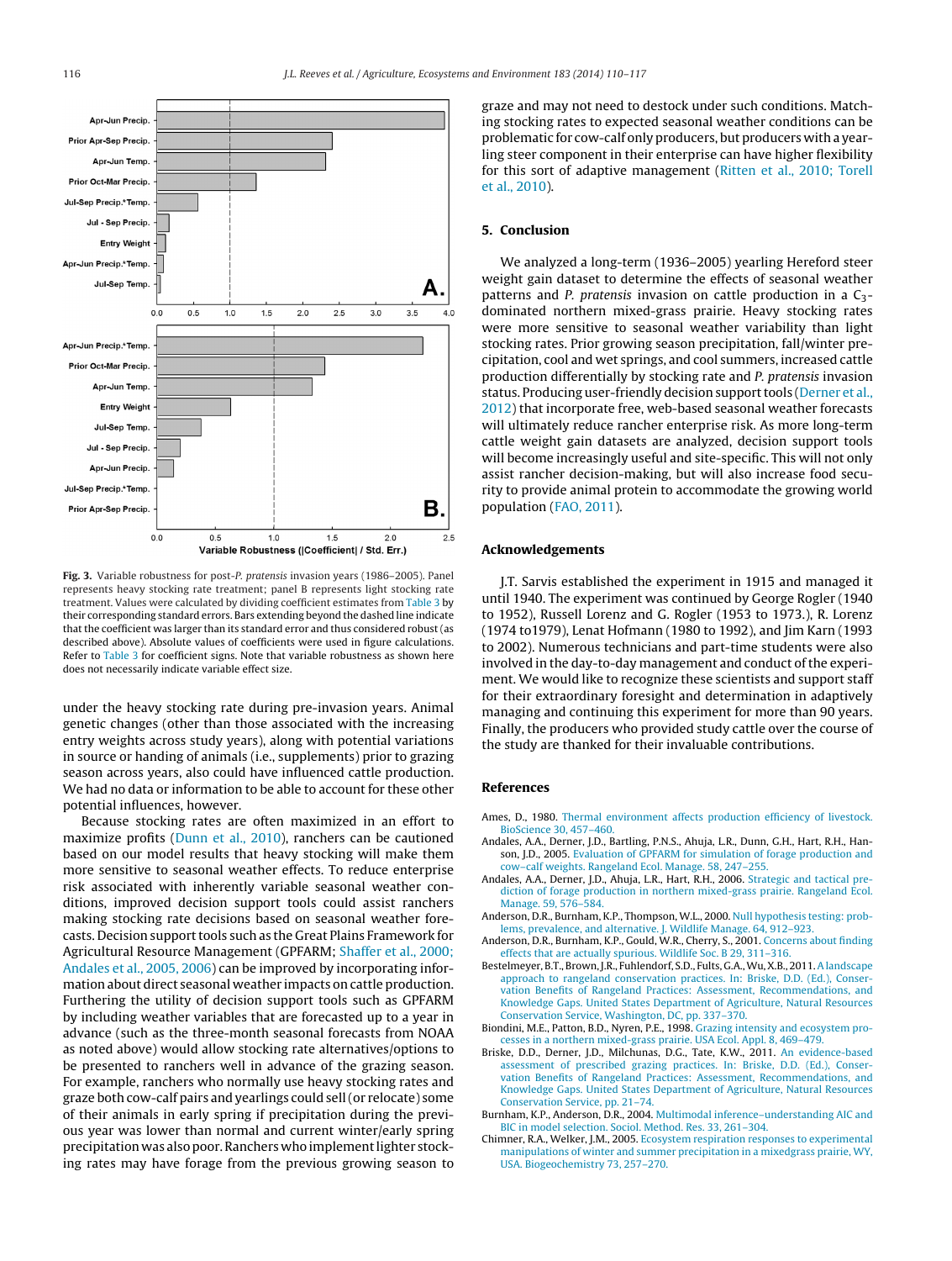Apr–Jun Precip.
Prior Apr–Sep Precip.
Apr–Jun Temp.
Prior Oct–Mar Precip.
Jul–Sep Precip.*Temp.
Jul - Sep Precip.
Entry Weight
Apr–Jun Precip.*Temp.
Jul–Sep Temp.
A.
0.0 0.5 1.0 1.5 2.0 2.5 3.0 3.5 4.0

Apr–Jun Precip.*Temp.
Prior Oct–Mar Precip.
Apr–Jun Temp.
Entry Weight
Jul–Sep Temp.
Jul - Sep Precip.
Apr–Jun Precip.
Jul–Sep Precip.*Temp.
Prior Apr–Sep Precip.
B.
0.0 0.5 1.0 1.5 2.0 2.5
Variable Robustness (|Coefficient| / Std. Err.)

**Fig. 3.** Variable robustness for post-*P. pratensis* invasion years (1986–2005). Panel represents heavy stocking rate treatment; panel B represents light stocking rate treatment. Values were calculated by dividing coefficient estimates from Table 3 by their corresponding standard errors. Bars extending beyond the dashed line indicate that the coefficient was larger than its standard error and thus considered robust (as described above). Absolute values of coefficients were used in figure calculations. Refer to Table 3 for coefficient signs. Note that variable robustness as shown here does not necessarily indicate variable effect size.

under the heavy stocking rate during pre-invasion years. Animal genetic changes (other than those associated with the increasing entry weights across study years), along with potential variations in source or handling of animals (i.e., supplements) prior to grazing season across years, also could have influenced cattle production. We had no data or information to be able to account for these other potential influences, however.

Because stocking rates are often maximized in an effort to maximize profits (Dunn et al., 2010), ranchers can be cautioned based on our model results that heavy stocking will make them more sensitive to seasonal weather effects. To reduce enterprise risk associated with inherently variable seasonal weather conditions, improved decision support tools could assist ranchers making stocking rate decisions based on seasonal weather forecasts. Decision support tools such as the Great Plains Framework for Agricultural Resource Management (GPFARM; Shaffer et al., 2000; Andales et al., 2005, 2006) can be improved by incorporating information about direct seasonal weather impacts on cattle production. Furthering the utility of decision support tools such as GPFARM by including weather variables that are forecasted up to a year in advance (such as the three-month seasonal forecasts from NOAA as noted above) would allow stocking rate alternatives/options to be presented to ranchers well in advance of the grazing season. For example, ranchers who normally use heavy stocking rates and graze both cow-calf pairs and yearlings could sell (or relocate) some of their animals in early spring if precipitation during the previous year was lower than normal and current winter/early spring precipitation was also poor. Ranchers who implement lighter stocking rates may have forage from the previous growing season to graze and may not need to destock under such conditions. Matching stocking rates to expected seasonal weather conditions can be problematic for cow-calf only producers, but producers with a yearling steer component in their enterprise can have higher flexibility for this sort of adaptive management (Ritten et al., 2010; Torell et al., 2010).

## 5. Conclusion

We analyzed a long-term (1936–2005) yearling Hereford steer weight gain dataset to determine the effects of seasonal weather patterns and *P. pratensis* invasion on cattle production in a $C_3$-dominated northern mixed-grass prairie. Heavy stocking rates were more sensitive to seasonal weather variability than light stocking rates. Prior growing season precipitation, fall/winter precipitation, cool and wet springs, and cool summers, increased cattle production differentially by stocking rate and *P. pratensis* invasion status. Producing user-friendly decision support tools (Derner et al., 2012) that incorporate free, web-based seasonal weather forecasts will ultimately reduce rancher enterprise risk. As more long-term cattle weight gain datasets are analyzed, decision support tools will become increasingly useful and site-specific. This will not only assist rancher decision-making, but will also increase food security to provide animal protein to accommodate the growing world population (FAO, 2011).

## Acknowledgements

J.T. Sarvis established the experiment in 1915 and managed it until 1940. The experiment was continued by George Rogler (1940 to 1952), Russell Lorenz and G. Rogler (1953 to 1973.), R. Lorenz (1974 to1979), Lenat Hofmann (1980 to 1992), and Jim Karn (1993 to 2002). Numerous technicians and part-time students were also involved in the day-to-day management and conduct of the experiment. We would like to recognize these scientists and support staff for their extraordinary foresight and determination in adaptively managing and continuing this experiment for more than 90 years. Finally, the producers who provided study cattle over the course of the study are thanked for their invaluable contributions.

## References

Ames, D., 1980. Thermal environment affects production efficiency of livestock. BioScience 30, 457–460.

Andales, A.A., Derner, J.D., Bartling, P.N.S., Ahuja, L.R., Dunn, G.H., Hart, R.H., Hanson, J.D., 2005. Evaluation of GPFARM for simulation of forage production and cow–calf weights. Rangeland Ecol. Manage. 58, 247–255.

Andales, A.A., Derner, J.D., Ahuja, L.R., Hart, R.H., 2006. Strategic and tactical prediction of forage production in northern mixed-grass prairie. Rangeland Ecol. Manage. 59, 576–584.

Anderson, D.R., Burnham, K.P., Thompson, W.L., 2000. Null hypothesis testing: problems, prevalence, and alternative. J. Wildlife Manage. 64, 912–923.

Anderson, D.R., Burnham, K.P., Gould, W.R., Cherry, S., 2001. Concerns about finding effects that are actually spurious. Wildlife Soc. B 29, 311–316.

Bestelmeyer, B.T., Brown, J.R., Fuhlendorf, S.D., Fults, G.A., Wu, X.B., 2011. A landscape approach to rangeland conservation practices. In: Briske, D.D. (Ed.), Conservation Benefits of Rangeland Practices: Assessment, Recommendations, and Knowledge Gaps. United States Department of Agriculture, Natural Resources Conservation Service, Washington, DC, pp. 337–370.

Biondini, M.E., Patton, B.D., Nyren, P.E., 1998. Grazing intensity and ecosystem processes in a northern mixed-grass prairie. USA Ecol. Appl. 8, 469–479.

Briske, D.D., Derner, J.D., Milchunas, D.G., Tate, K.W., 2011. An evidence-based assessment of prescribed grazing practices. In: Briske, D.D. (Ed.), Conservation Benefits of Rangeland Practices: Assessment, Recommendations, and Knowledge Gaps. United States Department of Agriculture, Natural Resources Conservation Service, pp. 21–74.

Burnham, K.P., Anderson, D.R., 2004. Multimodal inference–understanding AIC and BIC in model selection. Sociol. Method. Res. 33, 261–304.

Chimner, R.A., Welker, J.M., 2005. Ecosystem respiration responses to experimental manipulations of winter and summer precipitation in a mixedgrass prairie, WY, USA. Biogeochemistry 73, 257–270.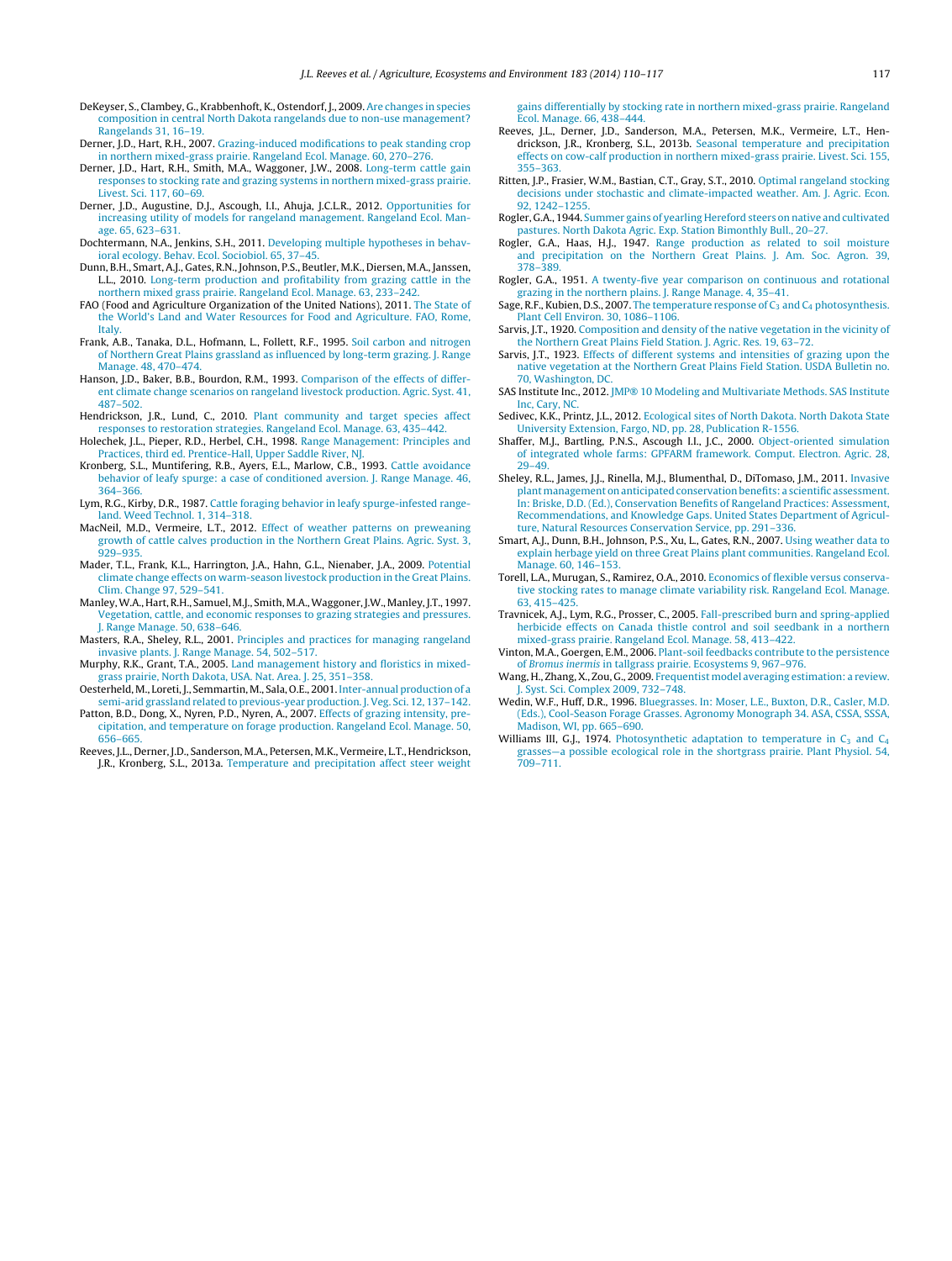DeKeyser, S., Clambey, G., Krabbenhoft, K., Ostendorf, J., 2009. Are changes in species composition in central North Dakota rangelands due to non-use management? Rangelands 31, 16–19.

Derner, J.D., Hart, R.H., 2007. Grazing-induced modifications to peak standing crop in northern mixed-grass prairie. Rangeland Ecol. Manage. 60, 270–276.

Derner, J.D., Hart, R.H., Smith, M.A., Waggoner, J.W., 2008. Long-term cattle gain responses to stocking rate and grazing systems in northern mixed-grass prairie. Livest. Sci. 117, 60–69.

Derner, J.D., Augustine, D.J., Ascough, I.I., Ahuja, J.C.L.R., 2012. Opportunities for increasing utility of models for rangeland management. Rangeland Ecol. Manage. 65, 623–631.

Dochtermann, N.A., Jenkins, S.H., 2011. Developing multiple hypotheses in behavioral ecology. Behav. Ecol. Sociobiol. 65, 37–45.

Dunn, B.H., Smart, A.J., Gates, R.N., Johnson, P.S., Beutler, M.K., Diersen, M.A., Janssen, L.L., 2010. Long-term production and profitability from grazing cattle in the northern mixed grass prairie. Rangeland Ecol. Manage. 63, 233–242.

FAO (Food and Agriculture Organization of the United Nations), 2011. The State of the World's Land and Water Resources for Food and Agriculture. FAO, Rome, Italy.

Frank, A.B., Tanaka, D.L., Hofmann, L., Follett, R.F., 1995. Soil carbon and nitrogen of Northern Great Plains grassland as influenced by long-term grazing. J. Range Manage. 48, 470–474.

Hanson, J.D., Baker, B.B., Bourdon, R.M., 1993. Comparison of the effects of different climate change scenarios on rangeland livestock production. Agric. Syst. 41, 487–502.

Hendrickson, J.R., Lund, C., 2010. Plant community and target species affect responses to restoration strategies. Rangeland Ecol. Manage. 63, 435–442.

Holechek, J.L., Pieper, R.D., Herbel, C.H., 1998. Range Management: Principles and Practices, third ed. Prentice-Hall, Upper Saddle River, NJ.

Kronberg, S.L., Muntifering, R.B., Ayers, E.L., Marlow, C.B., 1993. Cattle avoidance behavior of leafy spurge: a case of conditioned aversion. J. Range Manage. 46, 364–366.

Lym, R.G., Kirby, D.R., 1987. Cattle foraging behavior in leafy spurge-infested rangeland. Weed Technol. 1, 314–318.

MacNeil, M.D., Vermeire, L.T., 2012. Effect of weather patterns on preweaning growth of cattle calves production in the Northern Great Plains. Agric. Syst. 3, 929–935.

Mader, T.L., Frank, K.L., Harrington, J.A., Hahn, G.L., Nienaber, J.A., 2009. Potential climate change effects on warm-season livestock production in the Great Plains. Clim. Change 97, 529–541.

Manley, W.A., Hart, R.H., Samuel, M.J., Smith, M.A., Waggoner, J.W., Manley, J.T., 1997. Vegetation, cattle, and economic responses to grazing strategies and pressures. J. Range Manage. 50, 638–646.

Masters, R.A., Sheley, R.L., 2001. Principles and practices for managing rangeland invasive plants. J. Range Manage. 54, 502–517.

Murphy, R.K., Grant, T.A., 2005. Land management history and floristics in mixed-grass prairie, North Dakota, USA. Nat. Area. J. 25, 351–358.

Oesterheld, M., Loreti, J., Semmartin, M., Sala, O.E., 2001. Inter-annual production of a semi-arid grassland related to previous-year production. J. Veg. Sci. 12, 137–142.

Patton, B.D., Dong, X., Nyren, P.D., Nyren, A., 2007. Effects of grazing intensity, precipitation, and temperature on forage production. Rangeland Ecol. Manage. 50, 656–665.

Reeves, J.L., Derner, J.D., Sanderson, M.A., Petersen, M.K., Vermeire, L.T., Hendrickson, J.R., Kronberg, S.L., 2013a. Temperature and precipitation affect steer weight gains differentially by stocking rate in northern mixed-grass prairie. Rangeland Ecol. Manage. 66, 438–444.

Reeves, J.L., Derner, J.D., Sanderson, M.A., Petersen, M.K., Vermeire, L.T., Hendrickson, J.R., Kronberg, S.L., 2013b. Seasonal temperature and precipitation effects on cow-calf production in northern mixed-grass prairie. Livest. Sci. 155, 355–363.

Ritten, J.P., Frasier, W.M., Bastian, C.T., Gray, S.T., 2010. Optimal rangeland stocking decisions under stochastic and climate-impacted weather. Am. J. Agric. Econ. 92, 1242–1255.

Rogler, G.A., 1944. Summer gains of yearling Hereford steers on native and cultivated pastures. North Dakota Agric. Exp. Station Bimonthly Bull., 20–27.

Rogler, G.A., Haas, H.J., 1947. Range production as related to soil moisture and precipitation on the Northern Great Plains. J. Am. Soc. Agron. 39, 378–389.

Rogler, G.A., 1951. A twenty-five year comparison on continuous and rotational grazing in the northern plains. J. Range Manage. 4, 35–41.

Sage, R.F., Kubien, D.S., 2007. The temperature response of $C_3$ and $C_4$ photosynthesis. Plant Cell Environ. 30, 1086–1106.

Sarvis, J.T., 1920. Composition and density of the native vegetation in the vicinity of the Northern Great Plains Field Station. J. Agric. Res. 19, 63–72.

Sarvis, J.T., 1923. Effects of different systems and intensities of grazing upon the native vegetation at the Northern Great Plains Field Station. USDA Bulletin no. 70, Washington, DC.

SAS Institute Inc., 2012. JMP® 10 Modeling and Multivariate Methods. SAS Institute Inc, Cary, NC.

Sedivec, K.K., Printz, J.L., 2012. Ecological sites of North Dakota. North Dakota State University Extension, Fargo, ND, pp. 28, Publication R-1556.

Shaffer, M.J., Bartling, P.N.S., Ascough I.I., J.C., 2000. Object-oriented simulation of integrated whole farms: GPFARM framework. Comput. Electron. Agric. 28, 29–49.

Sheley, R.L., James, J.J., Rinella, M.J., Blumenthal, D., DiTomaso, J.M., 2011. Invasive plant management on anticipated conservation benefits: a scientific assessment. In: Briske, D.D. (Ed.), Conservation Benefits of Rangeland Practices: Assessment, Recommendations, and Knowledge Gaps. United States Department of Agriculture, Natural Resources Conservation Service, pp. 291–336.

Smart, A.J., Dunn, B.H., Johnson, P.S., Xu, L., Gates, R.N., 2007. Using weather data to explain herbage yield on three Great Plains plant communities. Rangeland Ecol. Manage. 60, 146–153.

Torell, L.A., Murugan, S., Ramirez, O.A., 2010. Economics of flexible versus conservative stocking rates to manage climate variability risk. Rangeland Ecol. Manage. 63, 415–425.

Travnicek, A.J., Lym, R.G., Prosser, C., 2005. Fall-prescribed burn and spring-applied herbicide effects on Canada thistle control and soil seedbank in a northern mixed-grass prairie. Rangeland Ecol. Manage. 58, 413–422.

Vinton, M.A., Goergen, E.M., 2006. Plant-soil feedbacks contribute to the persistence of *Bromus inermis* in tallgrass prairie. Ecosystems 9, 967–976.

Wang, H., Zhang, X., Zou, G., 2009. Frequentist model averaging estimation: a review. J. Syst. Sci. Complex 2009, 732–748.

Wedin, W.F., Huff, D.R., 1996. Bluegrasses. In: Moser, L.E., Buxton, D.R., Casler, M.D. (Eds.), Cool-Season Forage Grasses. Agronomy Monograph 34. ASA, CSSA, SSSA, Madison, WI, pp. 665–690.

Williams III, G.J., 1974. Photosynthetic adaptation to temperature in $C_3$ and $C_4$ grasses—a possible ecological role in the shortgrass prairie. Plant Physiol. 54, 709–711.